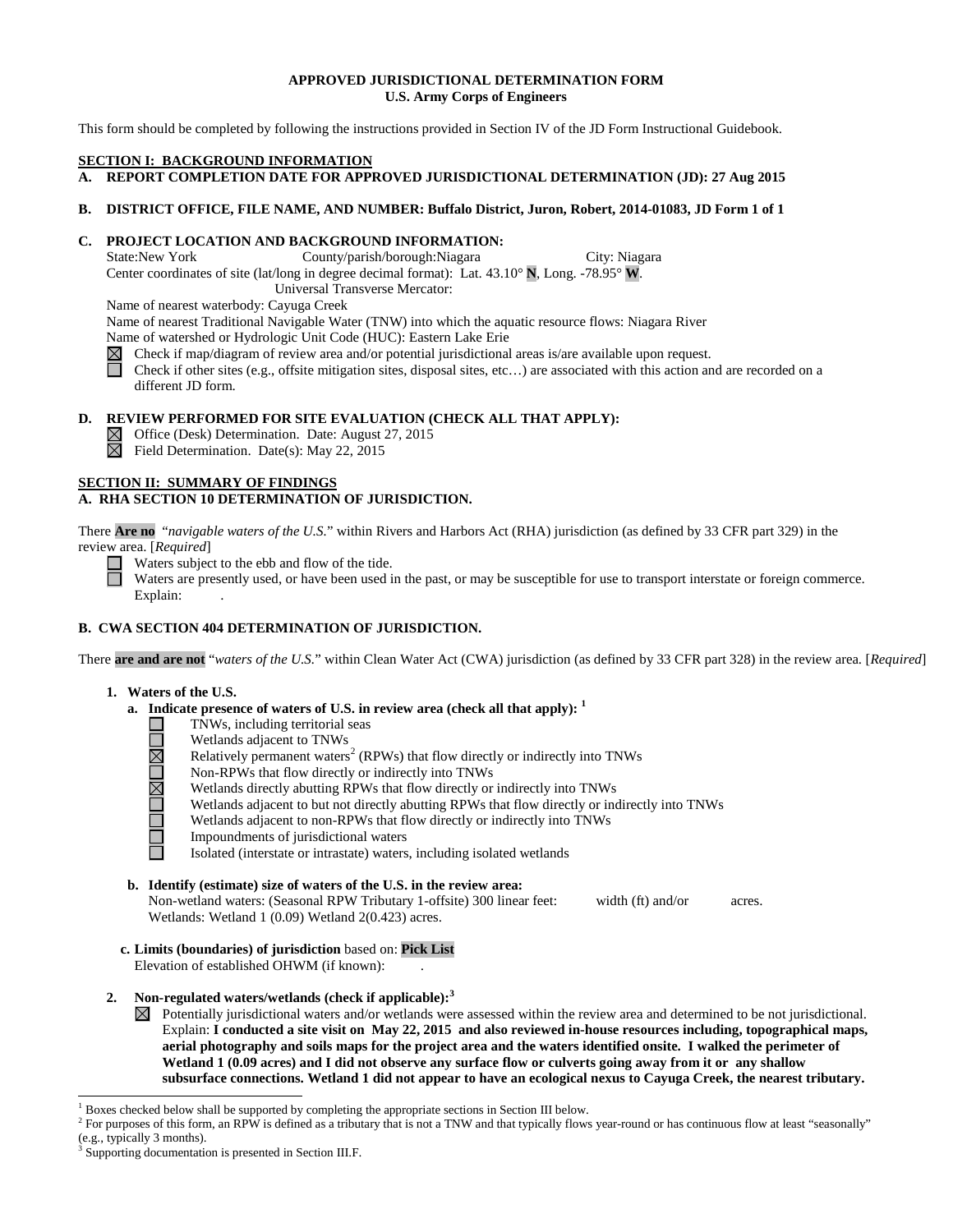**APPROVED JURISDICTIONAL DETERMINATION FORM**
**U.S. Army Corps of Engineers**

This form should be completed by following the instructions provided in Section IV of the JD Form Instructional Guidebook.

**SECTION I: BACKGROUND INFORMATION**

**A. REPORT COMPLETION DATE FOR APPROVED JURISDICTIONAL DETERMINATION (JD): 27 Aug 2015**

**B. DISTRICT OFFICE, FILE NAME, AND NUMBER: Buffalo District, Juron, Robert, 2014-01083, JD Form 1 of 1**

**C. PROJECT LOCATION AND BACKGROUND INFORMATION:**

State:New York County/parish/borough:Niagara City: Niagara

Center coordinates of site (lat/long in degree decimal format): Lat. 43.10° **N**, Long. -78.95° **W**.

Universal Transverse Mercator:

Name of nearest waterbody: Cayuga Creek

Name of nearest Traditional Navigable Water (TNW) into which the aquatic resource flows: Niagara River

Name of watershed or Hydrologic Unit Code (HUC): Eastern Lake Erie

☒ Check if map/diagram of review area and/or potential jurisdictional areas is/are available upon request.

☐ Check if other sites (e.g., offsite mitigation sites, disposal sites, etc…) are associated with this action and are recorded on a different JD form.

**D. REVIEW PERFORMED FOR SITE EVALUATION (CHECK ALL THAT APPLY):**

☒ Office (Desk) Determination. Date: August 27, 2015

☒ Field Determination. Date(s): May 22, 2015

**SECTION II: SUMMARY OF FINDINGS**

**A. RHA SECTION 10 DETERMINATION OF JURISDICTION.**

There **Are no** "*navigable waters of the U.S.*" within Rivers and Harbors Act (RHA) jurisdiction (as defined by 33 CFR part 329) in the review area. [*Required*]

☐ Waters subject to the ebb and flow of the tide.

☐ Waters are presently used, or have been used in the past, or may be susceptible for use to transport interstate or foreign commerce. Explain: .

**B. CWA SECTION 404 DETERMINATION OF JURISDICTION.**

There **are and are not** "*waters of the U.S.*" within Clean Water Act (CWA) jurisdiction (as defined by 33 CFR part 328) in the review area. [*Required*]

**1. Waters of the U.S.**

**a. Indicate presence of waters of U.S. in review area (check all that apply):** [1]

☐ TNWs, including territorial seas
☐ Wetlands adjacent to TNWs
☒ Relatively permanent waters[2] (RPWs) that flow directly or indirectly into TNWs
☐ Non-RPWs that flow directly or indirectly into TNWs
☒ Wetlands directly abutting RPWs that flow directly or indirectly into TNWs
☐ Wetlands adjacent to but not directly abutting RPWs that flow directly or indirectly into TNWs
☐ Wetlands adjacent to non-RPWs that flow directly or indirectly into TNWs
☐ Impoundments of jurisdictional waters
☐ Isolated (interstate or intrastate) waters, including isolated wetlands

**b. Identify (estimate) size of waters of the U.S. in the review area:**

Non-wetland waters: (Seasonal RPW Tributary 1-offsite) 300 linear feet: width (ft) and/or acres.

Wetlands: Wetland 1 (0.09) Wetland 2(0.423) acres.

**c. Limits (boundaries) of jurisdiction** based on: **Pick List**

Elevation of established OHWM (if known): .

**2. Non-regulated waters/wetlands (check if applicable):**[3]

☒ Potentially jurisdictional waters and/or wetlands were assessed within the review area and determined to be not jurisdictional. Explain: **I conducted a site visit on May 22, 2015 and also reviewed in-house resources including, topographical maps, aerial photography and soils maps for the project area and the waters identified onsite. I walked the perimeter of Wetland 1 (0.09 acres) and I did not observe any surface flow or culverts going away from it or any shallow subsurface connections. Wetland 1 did not appear to have an ecological nexus to Cayuga Creek, the nearest tributary.**

---

[1] Boxes checked below shall be supported by completing the appropriate sections in Section III below.

[2] For purposes of this form, an RPW is defined as a tributary that is not a TNW and that typically flows year-round or has continuous flow at least "seasonally" (e.g., typically 3 months).

[3] Supporting documentation is presented in Section III.F.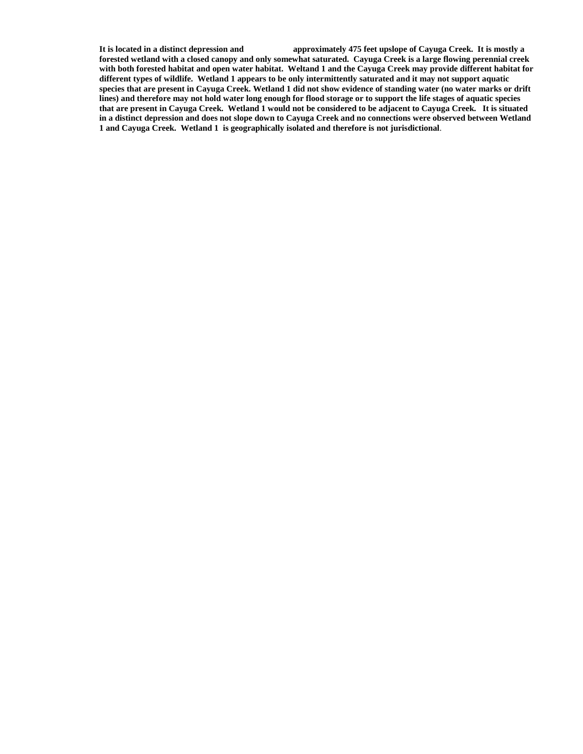**It is located in a distinct depression and approximately 475 feet upslope of Cayuga Creek. It is mostly a forested wetland with a closed canopy and only somewhat saturated. Cayuga Creek is a large flowing perennial creek with both forested habitat and open water habitat. Weltand 1 and the Cayuga Creek may provide different habitat for different types of wildlife. Wetland 1 appears to be only intermittently saturated and it may not support aquatic species that are present in Cayuga Creek. Wetland 1 did not show evidence of standing water (no water marks or drift lines) and therefore may not hold water long enough for flood storage or to support the life stages of aquatic species that are present in Cayuga Creek. Wetland 1 would not be considered to be adjacent to Cayuga Creek. It is situated in a distinct depression and does not slope down to Cayuga Creek and no connections were observed between Wetland 1 and Cayuga Creek. Wetland 1 is geographically isolated and therefore is not jurisdictional**.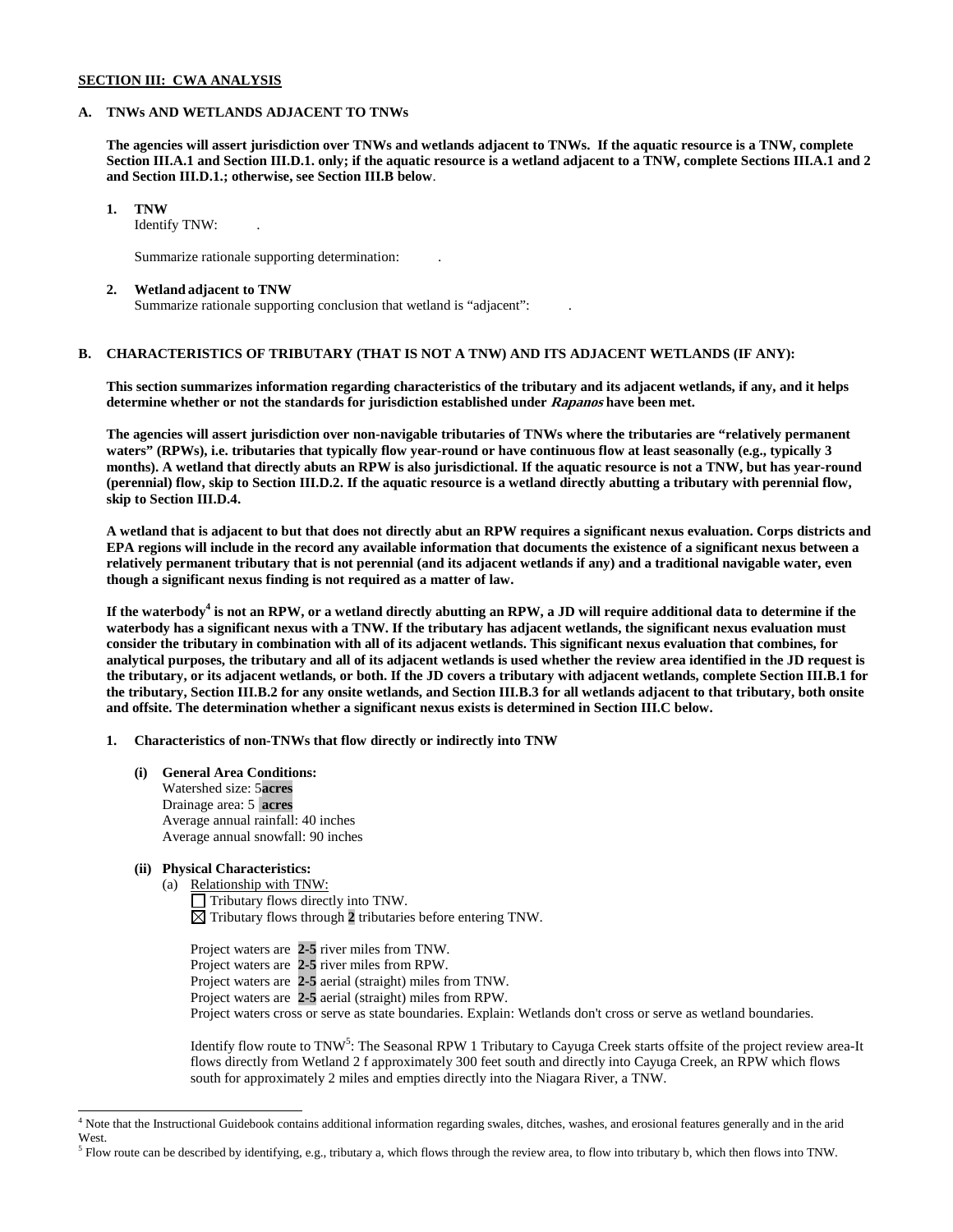**SECTION III: CWA ANALYSIS**

**A. TNWs AND WETLANDS ADJACENT TO TNWs**

**The agencies will assert jurisdiction over TNWs and wetlands adjacent to TNWs. If the aquatic resource is a TNW, complete Section III.A.1 and Section III.D.1. only; if the aquatic resource is a wetland adjacent to a TNW, complete Sections III.A.1 and 2 and Section III.D.1.; otherwise, see Section III.B below.**

**1. TNW**
Identify TNW: .

Summarize rationale supporting determination: .

**2. Wetland adjacent to TNW**
Summarize rationale supporting conclusion that wetland is "adjacent": .

**B. CHARACTERISTICS OF TRIBUTARY (THAT IS NOT A TNW) AND ITS ADJACENT WETLANDS (IF ANY):**

**This section summarizes information regarding characteristics of the tributary and its adjacent wetlands, if any, and it helps determine whether or not the standards for jurisdiction established under *Rapanos* have been met.**

**The agencies will assert jurisdiction over non-navigable tributaries of TNWs where the tributaries are "relatively permanent waters" (RPWs), i.e. tributaries that typically flow year-round or have continuous flow at least seasonally (e.g., typically 3 months). A wetland that directly abuts an RPW is also jurisdictional. If the aquatic resource is not a TNW, but has year-round (perennial) flow, skip to Section III.D.2. If the aquatic resource is a wetland directly abutting a tributary with perennial flow, skip to Section III.D.4.**

**A wetland that is adjacent to but that does not directly abut an RPW requires a significant nexus evaluation. Corps districts and EPA regions will include in the record any available information that documents the existence of a significant nexus between a relatively permanent tributary that is not perennial (and its adjacent wetlands if any) and a traditional navigable water, even though a significant nexus finding is not required as a matter of law.**

**If the waterbody[4] is not an RPW, or a wetland directly abutting an RPW, a JD will require additional data to determine if the waterbody has a significant nexus with a TNW. If the tributary has adjacent wetlands, the significant nexus evaluation must consider the tributary in combination with all of its adjacent wetlands. This significant nexus evaluation that combines, for analytical purposes, the tributary and all of its adjacent wetlands is used whether the review area identified in the JD request is the tributary, or its adjacent wetlands, or both. If the JD covers a tributary with adjacent wetlands, complete Section III.B.1 for the tributary, Section III.B.2 for any onsite wetlands, and Section III.B.3 for all wetlands adjacent to that tributary, both onsite and offsite. The determination whether a significant nexus exists is determined in Section III.C below.**

**1. Characteristics of non-TNWs that flow directly or indirectly into TNW**

**(i) General Area Conditions:**
Watershed size: 5**acres**
Drainage area: 5 **acres**
Average annual rainfall: 40 inches
Average annual snowfall: 90 inches

**(ii) Physical Characteristics:**

(a) Relationship with TNW:
☐ Tributary flows directly into TNW.
☒ Tributary flows through **2** tributaries before entering TNW.

Project waters are **2-5** river miles from TNW.
Project waters are **2-5** river miles from RPW.
Project waters are **2-5** aerial (straight) miles from TNW.
Project waters are **2-5** aerial (straight) miles from RPW.
Project waters cross or serve as state boundaries. Explain: Wetlands don't cross or serve as wetland boundaries.

Identify flow route to TNW[5]: The Seasonal RPW 1 Tributary to Cayuga Creek starts offsite of the project review area-It flows directly from Wetland 2 f approximately 300 feet south and directly into Cayuga Creek, an RPW which flows south for approximately 2 miles and empties directly into the Niagara River, a TNW.

---

[4] Note that the Instructional Guidebook contains additional information regarding swales, ditches, washes, and erosional features generally and in the arid West.

[5] Flow route can be described by identifying, e.g., tributary a, which flows through the review area, to flow into tributary b, which then flows into TNW.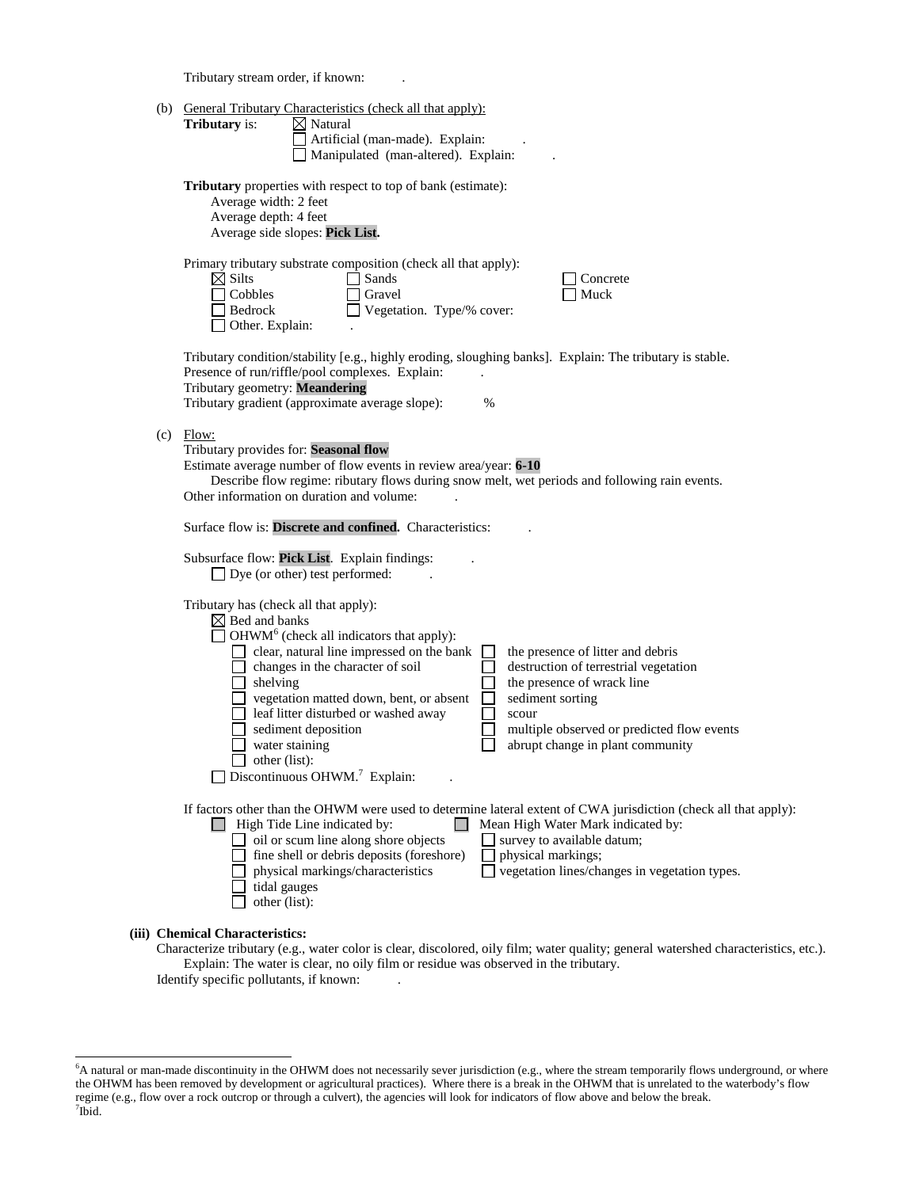Tributary stream order, if known: .

(b) General Tributary Characteristics (check all that apply):

**Tributary** is: ☒ Natural
☐ Artificial (man-made). Explain: .
☐ Manipulated (man-altered). Explain: .

**Tributary** properties with respect to top of bank (estimate):
Average width: 2 feet
Average depth: 4 feet
Average side slopes: **Pick List.**

Primary tributary substrate composition (check all that apply):

☒ Silts ☐ Sands ☐ Concrete
☐ Cobbles ☐ Gravel ☐ Muck
☐ Bedrock ☐ Vegetation. Type/% cover:
☐ Other. Explain: .

Tributary condition/stability [e.g., highly eroding, sloughing banks]. Explain: The tributary is stable.
Presence of run/riffle/pool complexes. Explain: .
Tributary geometry: **Meandering**
Tributary gradient (approximate average slope): %

(c) Flow:

Tributary provides for: **Seasonal flow**
Estimate average number of flow events in review area/year: **6-10**
Describe flow regime: ributary flows during snow melt, wet periods and following rain events.
Other information on duration and volume: .

Surface flow is: **Discrete and confined.** Characteristics: .

Subsurface flow: **Pick List**. Explain findings: .
☐ Dye (or other) test performed: .

Tributary has (check all that apply):
☒ Bed and banks
☐ OHWM[6] (check all indicators that apply):

☐ clear, natural line impressed on the bank ☐ the presence of litter and debris
☐ changes in the character of soil ☐ destruction of terrestrial vegetation
☐ shelving ☐ the presence of wrack line
☐ vegetation matted down, bent, or absent ☐ sediment sorting
☐ leaf litter disturbed or washed away ☐ scour
☐ sediment deposition ☐ multiple observed or predicted flow events
☐ water staining ☐ abrupt change in plant community
☐ other (list):

☐ Discontinuous OHWM.[7] Explain: .

If factors other than the OHWM were used to determine lateral extent of CWA jurisdiction (check all that apply):

☐ High Tide Line indicated by: ☐ Mean High Water Mark indicated by:
☐ oil or scum line along shore objects ☐ survey to available datum;
☐ fine shell or debris deposits (foreshore) ☐ physical markings;
☐ physical markings/characteristics ☐ vegetation lines/changes in vegetation types.
☐ tidal gauges
☐ other (list):

**(iii) Chemical Characteristics:**

Characterize tributary (e.g., water color is clear, discolored, oily film; water quality; general watershed characteristics, etc.).
Explain: The water is clear, no oily film or residue was observed in the tributary.
Identify specific pollutants, if known: .

---

[6] A natural or man-made discontinuity in the OHWM does not necessarily sever jurisdiction (e.g., where the stream temporarily flows underground, or where the OHWM has been removed by development or agricultural practices). Where there is a break in the OHWM that is unrelated to the waterbody's flow regime (e.g., flow over a rock outcrop or through a culvert), the agencies will look for indicators of flow above and below the break.
[7] Ibid.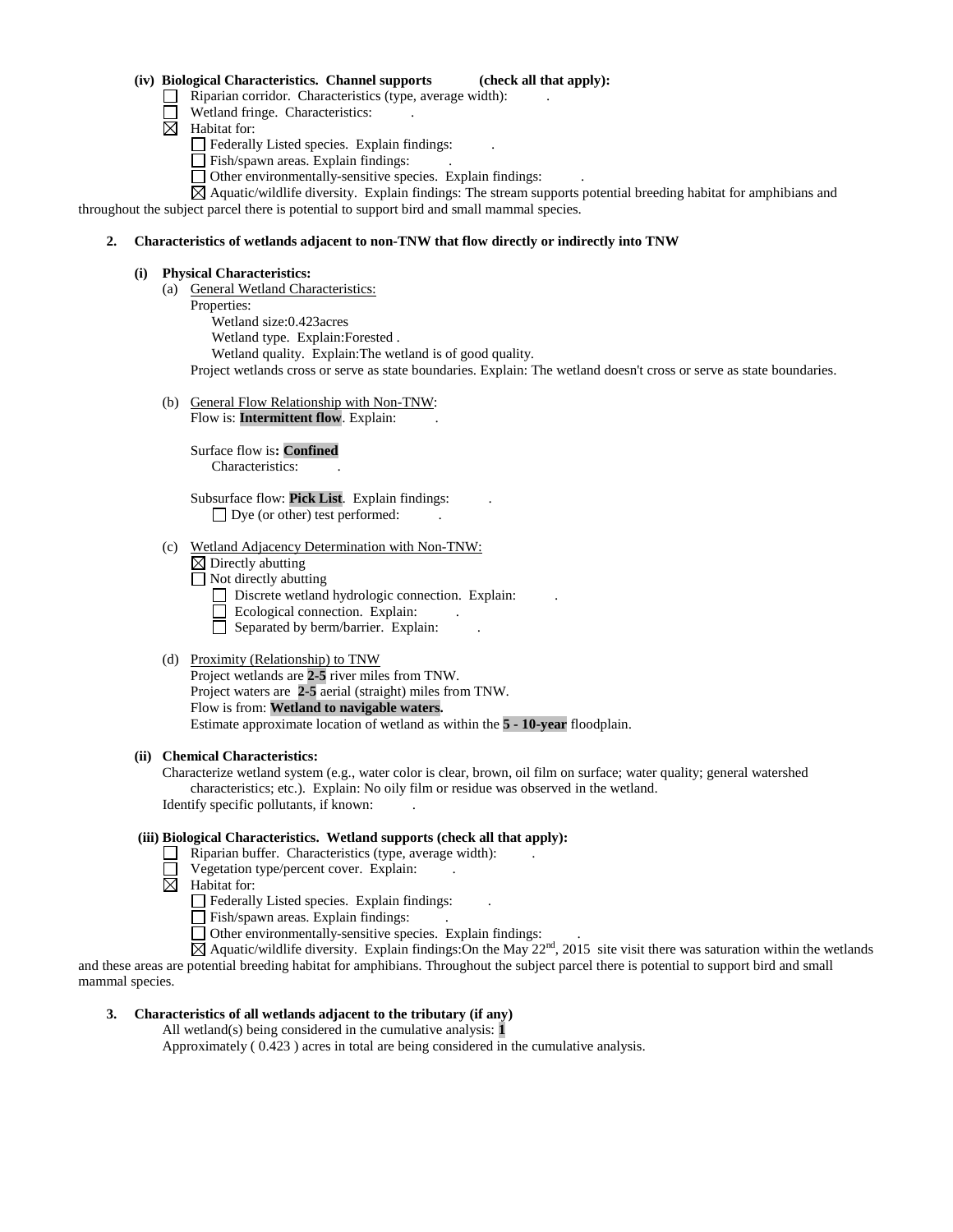**(iv) Biological Characteristics. Channel supports (check all that apply):**

☐ Riparian corridor. Characteristics (type, average width): .

☐ Wetland fringe. Characteristics: .

☒ Habitat for:

☐ Federally Listed species. Explain findings: .

☐ Fish/spawn areas. Explain findings: .

☐ Other environmentally-sensitive species. Explain findings: .

☒ Aquatic/wildlife diversity. Explain findings: The stream supports potential breeding habitat for amphibians and throughout the subject parcel there is potential to support bird and small mammal species.

**2. Characteristics of wetlands adjacent to non-TNW that flow directly or indirectly into TNW**

**(i) Physical Characteristics:**

(a) General Wetland Characteristics:

Properties:

Wetland size:0.423acres

Wetland type. Explain:Forested .

Wetland quality. Explain:The wetland is of good quality.

Project wetlands cross or serve as state boundaries. Explain: The wetland doesn't cross or serve as state boundaries.

(b) General Flow Relationship with Non-TNW:

Flow is: **Intermittent flow**. Explain: .

Surface flow is**: Confined**

Characteristics: .

Subsurface flow: **Pick List**. Explain findings: .

☐ Dye (or other) test performed: .

(c) Wetland Adjacency Determination with Non-TNW:

☒ Directly abutting

☐ Not directly abutting

☐ Discrete wetland hydrologic connection. Explain: .

☐ Ecological connection. Explain: .

☐ Separated by berm/barrier. Explain: .

(d) Proximity (Relationship) to TNW

Project wetlands are **2-5** river miles from TNW.

Project waters are **2-5** aerial (straight) miles from TNW.

Flow is from: **Wetland to navigable waters.**

Estimate approximate location of wetland as within the **5 - 10-year** floodplain.

**(ii) Chemical Characteristics:**

Characterize wetland system (e.g., water color is clear, brown, oil film on surface; water quality; general watershed characteristics; etc.). Explain: No oily film or residue was observed in the wetland.

Identify specific pollutants, if known: .

**(iii) Biological Characteristics. Wetland supports (check all that apply):**

☐ Riparian buffer. Characteristics (type, average width): .

☐ Vegetation type/percent cover. Explain: .

☒ Habitat for:

☐ Federally Listed species. Explain findings: .

☐ Fish/spawn areas. Explain findings: .

☐ Other environmentally-sensitive species. Explain findings: .

☒ Aquatic/wildlife diversity. Explain findings:On the May 22nd, 2015 site visit there was saturation within the wetlands and these areas are potential breeding habitat for amphibians. Throughout the subject parcel there is potential to support bird and small mammal species.

**3. Characteristics of all wetlands adjacent to the tributary (if any)**

All wetland(s) being considered in the cumulative analysis: **1**

Approximately ( 0.423 ) acres in total are being considered in the cumulative analysis.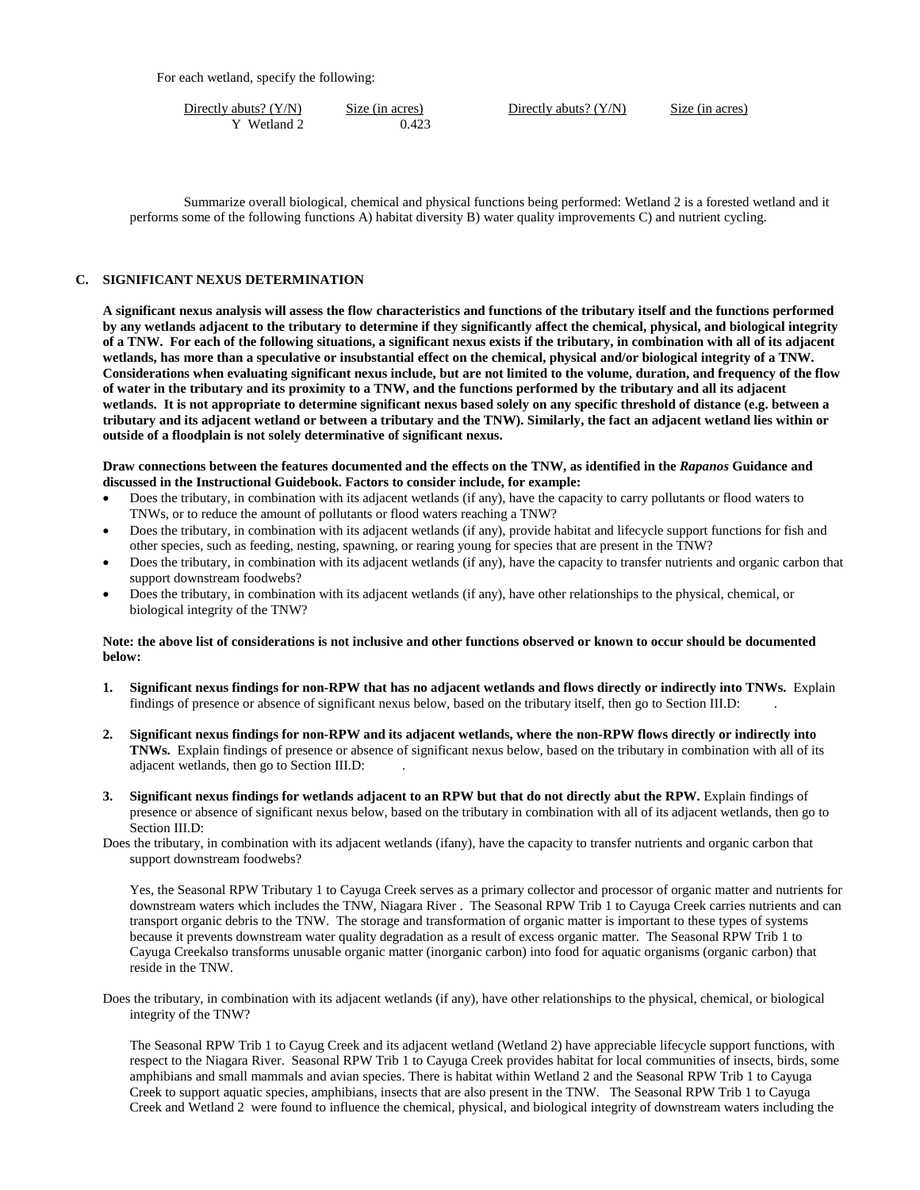For each wetland, specify the following:

| Directly abuts? (Y/N) | Size (in acres) | Directly abuts? (Y/N) | Size (in acres) |
|---|---|---|---|
| Y Wetland 2 | 0.423 | | |

Summarize overall biological, chemical and physical functions being performed: Wetland 2 is a forested wetland and it performs some of the following functions A) habitat diversity B) water quality improvements C) and nutrient cycling.

## C. SIGNIFICANT NEXUS DETERMINATION

**A significant nexus analysis will assess the flow characteristics and functions of the tributary itself and the functions performed by any wetlands adjacent to the tributary to determine if they significantly affect the chemical, physical, and biological integrity of a TNW. For each of the following situations, a significant nexus exists if the tributary, in combination with all of its adjacent wetlands, has more than a speculative or insubstantial effect on the chemical, physical and/or biological integrity of a TNW. Considerations when evaluating significant nexus include, but are not limited to the volume, duration, and frequency of the flow of water in the tributary and its proximity to a TNW, and the functions performed by the tributary and all its adjacent wetlands. It is not appropriate to determine significant nexus based solely on any specific threshold of distance (e.g. between a tributary and its adjacent wetland or between a tributary and the TNW). Similarly, the fact an adjacent wetland lies within or outside of a floodplain is not solely determinative of significant nexus.**

**Draw connections between the features documented and the effects on the TNW, as identified in the *Rapanos* Guidance and discussed in the Instructional Guidebook. Factors to consider include, for example:**

- Does the tributary, in combination with its adjacent wetlands (if any), have the capacity to carry pollutants or flood waters to TNWs, or to reduce the amount of pollutants or flood waters reaching a TNW?
- Does the tributary, in combination with its adjacent wetlands (if any), provide habitat and lifecycle support functions for fish and other species, such as feeding, nesting, spawning, or rearing young for species that are present in the TNW?
- Does the tributary, in combination with its adjacent wetlands (if any), have the capacity to transfer nutrients and organic carbon that support downstream foodwebs?
- Does the tributary, in combination with its adjacent wetlands (if any), have other relationships to the physical, chemical, or biological integrity of the TNW?

**Note: the above list of considerations is not inclusive and other functions observed or known to occur should be documented below:**

1. **Significant nexus findings for non-RPW that has no adjacent wetlands and flows directly or indirectly into TNWs.** Explain findings of presence or absence of significant nexus below, based on the tributary itself, then go to Section III.D: .

2. **Significant nexus findings for non-RPW and its adjacent wetlands, where the non-RPW flows directly or indirectly into TNWs.** Explain findings of presence or absence of significant nexus below, based on the tributary in combination with all of its adjacent wetlands, then go to Section III.D: .

3. **Significant nexus findings for wetlands adjacent to an RPW but that do not directly abut the RPW.** Explain findings of presence or absence of significant nexus below, based on the tributary in combination with all of its adjacent wetlands, then go to Section III.D:

Does the tributary, in combination with its adjacent wetlands (ifany), have the capacity to transfer nutrients and organic carbon that support downstream foodwebs?

Yes, the Seasonal RPW Tributary 1 to Cayuga Creek serves as a primary collector and processor of organic matter and nutrients for downstream waters which includes the TNW, Niagara River . The Seasonal RPW Trib 1 to Cayuga Creek carries nutrients and can transport organic debris to the TNW. The storage and transformation of organic matter is important to these types of systems because it prevents downstream water quality degradation as a result of excess organic matter. The Seasonal RPW Trib 1 to Cayuga Creekalso transforms unusable organic matter (inorganic carbon) into food for aquatic organisms (organic carbon) that reside in the TNW.

Does the tributary, in combination with its adjacent wetlands (if any), have other relationships to the physical, chemical, or biological integrity of the TNW?

The Seasonal RPW Trib 1 to Cayug Creek and its adjacent wetland (Wetland 2) have appreciable lifecycle support functions, with respect to the Niagara River. Seasonal RPW Trib 1 to Cayuga Creek provides habitat for local communities of insects, birds, some amphibians and small mammals and avian species. There is habitat within Wetland 2 and the Seasonal RPW Trib 1 to Cayuga Creek to support aquatic species, amphibians, insects that are also present in the TNW. The Seasonal RPW Trib 1 to Cayuga Creek and Wetland 2 were found to influence the chemical, physical, and biological integrity of downstream waters including the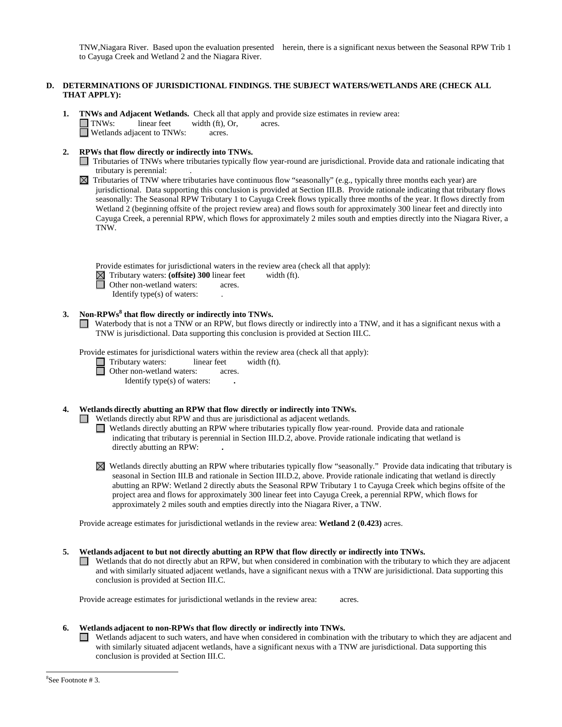TNW,Niagara River. Based upon the evaluation presented herein, there is a significant nexus between the Seasonal RPW Trib 1 to Cayuga Creek and Wetland 2 and the Niagara River.

**D. DETERMINATIONS OF JURISDICTIONAL FINDINGS. THE SUBJECT WATERS/WETLANDS ARE (CHECK ALL THAT APPLY):**

**1. TNWs and Adjacent Wetlands.** Check all that apply and provide size estimates in review area:

☐ TNWs: linear feet width (ft), Or, acres.

☐ Wetlands adjacent to TNWs: acres.

**2. RPWs that flow directly or indirectly into TNWs.**

☐ Tributaries of TNWs where tributaries typically flow year-round are jurisdictional. Provide data and rationale indicating that tributary is perennial: .

☒ Tributaries of TNW where tributaries have continuous flow "seasonally" (e.g., typically three months each year) are jurisdictional. Data supporting this conclusion is provided at Section III.B. Provide rationale indicating that tributary flows seasonally: The Seasonal RPW Tributary 1 to Cayuga Creek flows typically three months of the year. It flows directly from Wetland 2 (beginning offsite of the project review area) and flows south for approximately 300 linear feet and directly into Cayuga Creek, a perennial RPW, which flows for approximately 2 miles south and empties directly into the Niagara River, a TNW.

Provide estimates for jurisdictional waters in the review area (check all that apply):

☒ Tributary waters: **(offsite) 300** linear feet width (ft).

☐ Other non-wetland waters: acres.

Identify type(s) of waters: .

**3. Non-RPWs[8] that flow directly or indirectly into TNWs.**

☐ Waterbody that is not a TNW or an RPW, but flows directly or indirectly into a TNW, and it has a significant nexus with a TNW is jurisdictional. Data supporting this conclusion is provided at Section III.C.

Provide estimates for jurisdictional waters within the review area (check all that apply):

☐ Tributary waters: linear feet width (ft).

☐ Other non-wetland waters: acres.

Identify type(s) of waters: **.**

**4. Wetlands directly abutting an RPW that flow directly or indirectly into TNWs.**

☐ Wetlands directly abut RPW and thus are jurisdictional as adjacent wetlands.

☐ Wetlands directly abutting an RPW where tributaries typically flow year-round. Provide data and rationale indicating that tributary is perennial in Section III.D.2, above. Provide rationale indicating that wetland is directly abutting an RPW: **.**

☒ Wetlands directly abutting an RPW where tributaries typically flow "seasonally." Provide data indicating that tributary is seasonal in Section III.B and rationale in Section III.D.2, above. Provide rationale indicating that wetland is directly abutting an RPW: Wetland 2 directly abuts the Seasonal RPW Tributary 1 to Cayuga Creek which begins offsite of the project area and flows for approximately 300 linear feet into Cayuga Creek, a perennial RPW, which flows for approximately 2 miles south and empties directly into the Niagara River, a TNW.

Provide acreage estimates for jurisdictional wetlands in the review area: **Wetland 2 (0.423)** acres.

**5. Wetlands adjacent to but not directly abutting an RPW that flow directly or indirectly into TNWs.**

☐ Wetlands that do not directly abut an RPW, but when considered in combination with the tributary to which they are adjacent and with similarly situated adjacent wetlands, have a significant nexus with a TNW are jurisidictional. Data supporting this conclusion is provided at Section III.C.

Provide acreage estimates for jurisdictional wetlands in the review area: acres.

**6. Wetlands adjacent to non-RPWs that flow directly or indirectly into TNWs.**

☐ Wetlands adjacent to such waters, and have when considered in combination with the tributary to which they are adjacent and with similarly situated adjacent wetlands, have a significant nexus with a TNW are jurisdictional. Data supporting this conclusion is provided at Section III.C.

---

[8] See Footnote # 3.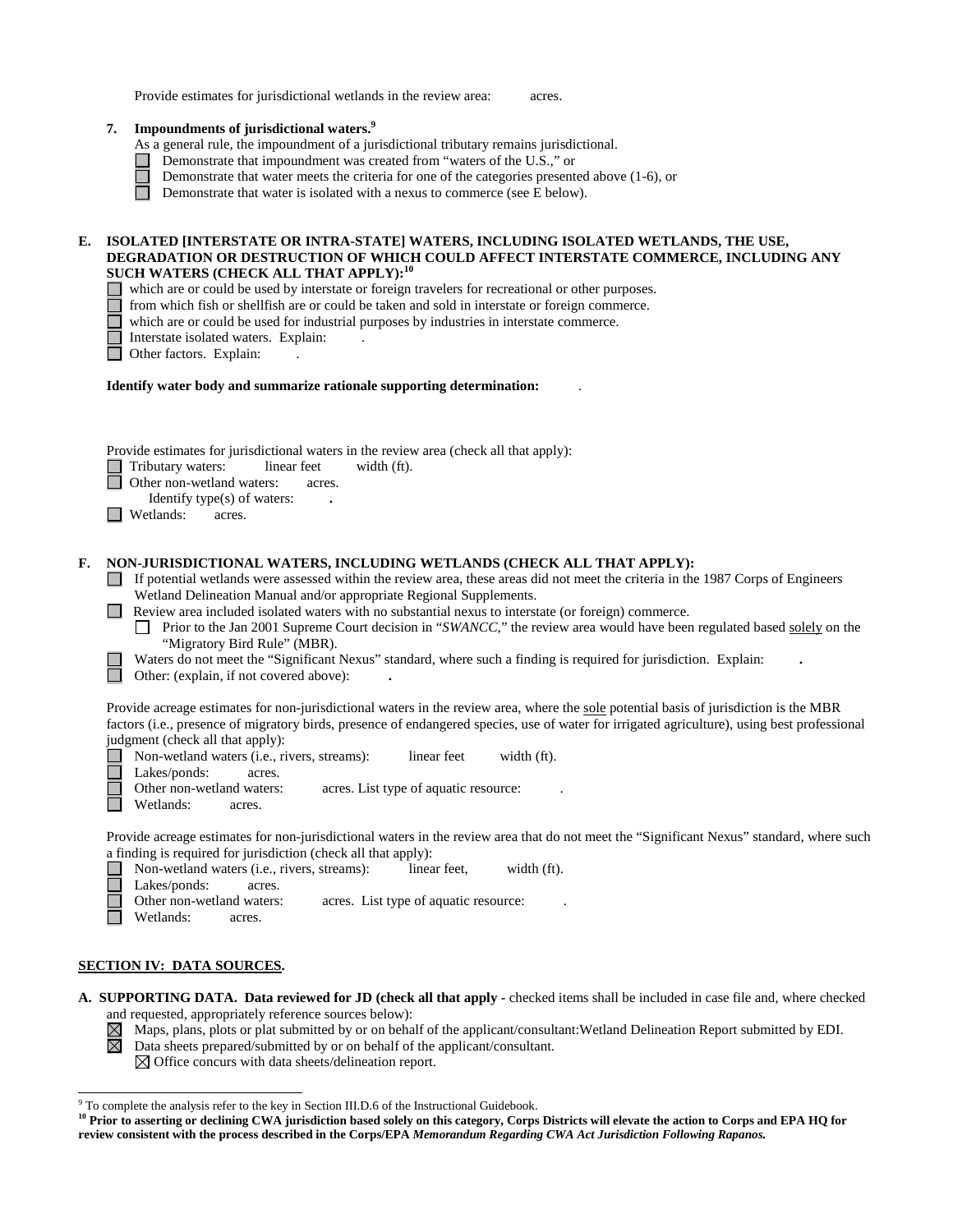Provide estimates for jurisdictional wetlands in the review area: acres.

**7. Impoundments of jurisdictional waters.**[9]

As a general rule, the impoundment of a jurisdictional tributary remains jurisdictional.

- ☐ Demonstrate that impoundment was created from "waters of the U.S.," or
- ☐ Demonstrate that water meets the criteria for one of the categories presented above (1-6), or
- ☐ Demonstrate that water is isolated with a nexus to commerce (see E below).

**E. ISOLATED [INTERSTATE OR INTRA-STATE] WATERS, INCLUDING ISOLATED WETLANDS, THE USE, DEGRADATION OR DESTRUCTION OF WHICH COULD AFFECT INTERSTATE COMMERCE, INCLUDING ANY SUCH WATERS (CHECK ALL THAT APPLY):**[10]

- ☐ which are or could be used by interstate or foreign travelers for recreational or other purposes.
- ☐ from which fish or shellfish are or could be taken and sold in interstate or foreign commerce.
- ☐ which are or could be used for industrial purposes by industries in interstate commerce.
- ☐ Interstate isolated waters. Explain: .
- ☐ Other factors. Explain: .

**Identify water body and summarize rationale supporting determination:** .

Provide estimates for jurisdictional waters in the review area (check all that apply):

- ☐ Tributary waters: linear feet width (ft).
- ☐ Other non-wetland waters: acres.
  - Identify type(s) of waters: **.**
- ☐ Wetlands: acres.

**F. NON-JURISDICTIONAL WATERS, INCLUDING WETLANDS (CHECK ALL THAT APPLY):**

- ☐ If potential wetlands were assessed within the review area, these areas did not meet the criteria in the 1987 Corps of Engineers Wetland Delineation Manual and/or appropriate Regional Supplements.
- ☐ Review area included isolated waters with no substantial nexus to interstate (or foreign) commerce.
  - ☐ Prior to the Jan 2001 Supreme Court decision in "*SWANCC*," the review area would have been regulated based solely on the "Migratory Bird Rule" (MBR).
- ☐ Waters do not meet the "Significant Nexus" standard, where such a finding is required for jurisdiction. Explain: **.**
- ☐ Other: (explain, if not covered above): **.**

Provide acreage estimates for non-jurisdictional waters in the review area, where the sole potential basis of jurisdiction is the MBR factors (i.e., presence of migratory birds, presence of endangered species, use of water for irrigated agriculture), using best professional judgment (check all that apply):

- ☐ Non-wetland waters (i.e., rivers, streams): linear feet width (ft).
- ☐ Lakes/ponds: acres.
- ☐ Other non-wetland waters: acres. List type of aquatic resource: .
- ☐ Wetlands: acres.

Provide acreage estimates for non-jurisdictional waters in the review area that do not meet the "Significant Nexus" standard, where such a finding is required for jurisdiction (check all that apply):

- ☐ Non-wetland waters (i.e., rivers, streams): linear feet, width (ft).
- ☐ Lakes/ponds: acres.
- ☐ Other non-wetland waters: acres. List type of aquatic resource: .
- ☐ Wetlands: acres.

## SECTION IV: DATA SOURCES.

**A. SUPPORTING DATA. Data reviewed for JD (check all that apply** - checked items shall be included in case file and, where checked and requested, appropriately reference sources below):

- ☒ Maps, plans, plots or plat submitted by or on behalf of the applicant/consultant:Wetland Delineation Report submitted by EDI.
- ☒ Data sheets prepared/submitted by or on behalf of the applicant/consultant.
  - ☒ Office concurs with data sheets/delineation report.

---

[9] To complete the analysis refer to the key in Section III.D.6 of the Instructional Guidebook.

**[10] Prior to asserting or declining CWA jurisdiction based solely on this category, Corps Districts will elevate the action to Corps and EPA HQ for review consistent with the process described in the Corps/EPA *Memorandum Regarding CWA Act Jurisdiction Following Rapanos.***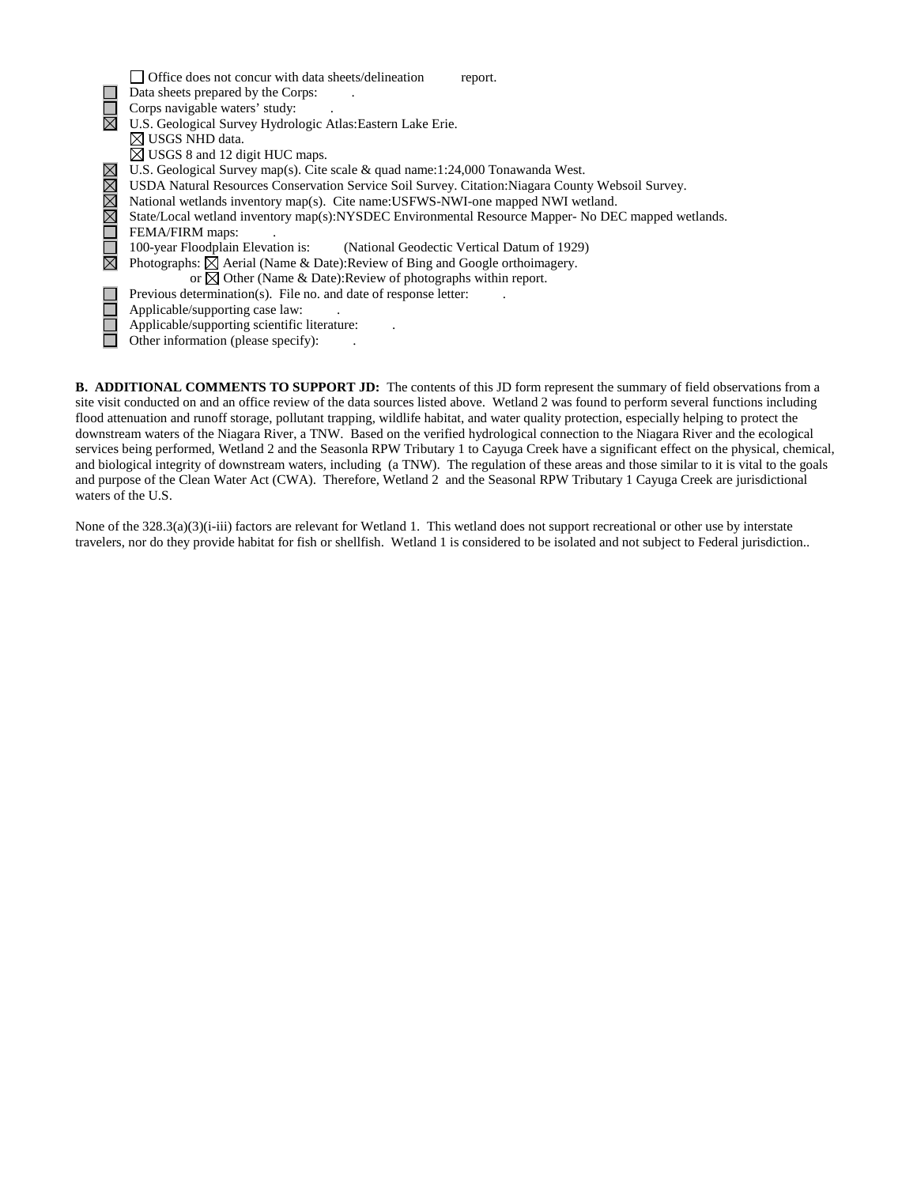- ☐ Office does not concur with data sheets/delineation report.
- ☐ Data sheets prepared by the Corps: .
- ☐ Corps navigable waters' study: .
- ☒ U.S. Geological Survey Hydrologic Atlas:Eastern Lake Erie.
  - ☒ USGS NHD data.
  - ☒ USGS 8 and 12 digit HUC maps.
- ☒ U.S. Geological Survey map(s). Cite scale & quad name:1:24,000 Tonawanda West.
- ☒ USDA Natural Resources Conservation Service Soil Survey. Citation:Niagara County Websoil Survey.
- ☒ National wetlands inventory map(s). Cite name:USFWS-NWI-one mapped NWI wetland.
- ☒ State/Local wetland inventory map(s):NYSDEC Environmental Resource Mapper- No DEC mapped wetlands.
- ☐ FEMA/FIRM maps: .
- ☐ 100-year Floodplain Elevation is: (National Geodectic Vertical Datum of 1929)
- ☒ Photographs: ☒ Aerial (Name & Date):Review of Bing and Google orthoimagery.
  or ☒ Other (Name & Date):Review of photographs within report.
- ☐ Previous determination(s). File no. and date of response letter: .
- ☐ Applicable/supporting case law: .
- ☐ Applicable/supporting scientific literature: .
- ☐ Other information (please specify): .

**B. ADDITIONAL COMMENTS TO SUPPORT JD:** The contents of this JD form represent the summary of field observations from a site visit conducted on and an office review of the data sources listed above. Wetland 2 was found to perform several functions including flood attenuation and runoff storage, pollutant trapping, wildlife habitat, and water quality protection, especially helping to protect the downstream waters of the Niagara River, a TNW. Based on the verified hydrological connection to the Niagara River and the ecological services being performed, Wetland 2 and the Seasonla RPW Tributary 1 to Cayuga Creek have a significant effect on the physical, chemical, and biological integrity of downstream waters, including (a TNW). The regulation of these areas and those similar to it is vital to the goals and purpose of the Clean Water Act (CWA). Therefore, Wetland 2 and the Seasonal RPW Tributary 1 Cayuga Creek are jurisdictional waters of the U.S.

None of the 328.3(a)(3)(i-iii) factors are relevant for Wetland 1. This wetland does not support recreational or other use by interstate travelers, nor do they provide habitat for fish or shellfish. Wetland 1 is considered to be isolated and not subject to Federal jurisdiction..